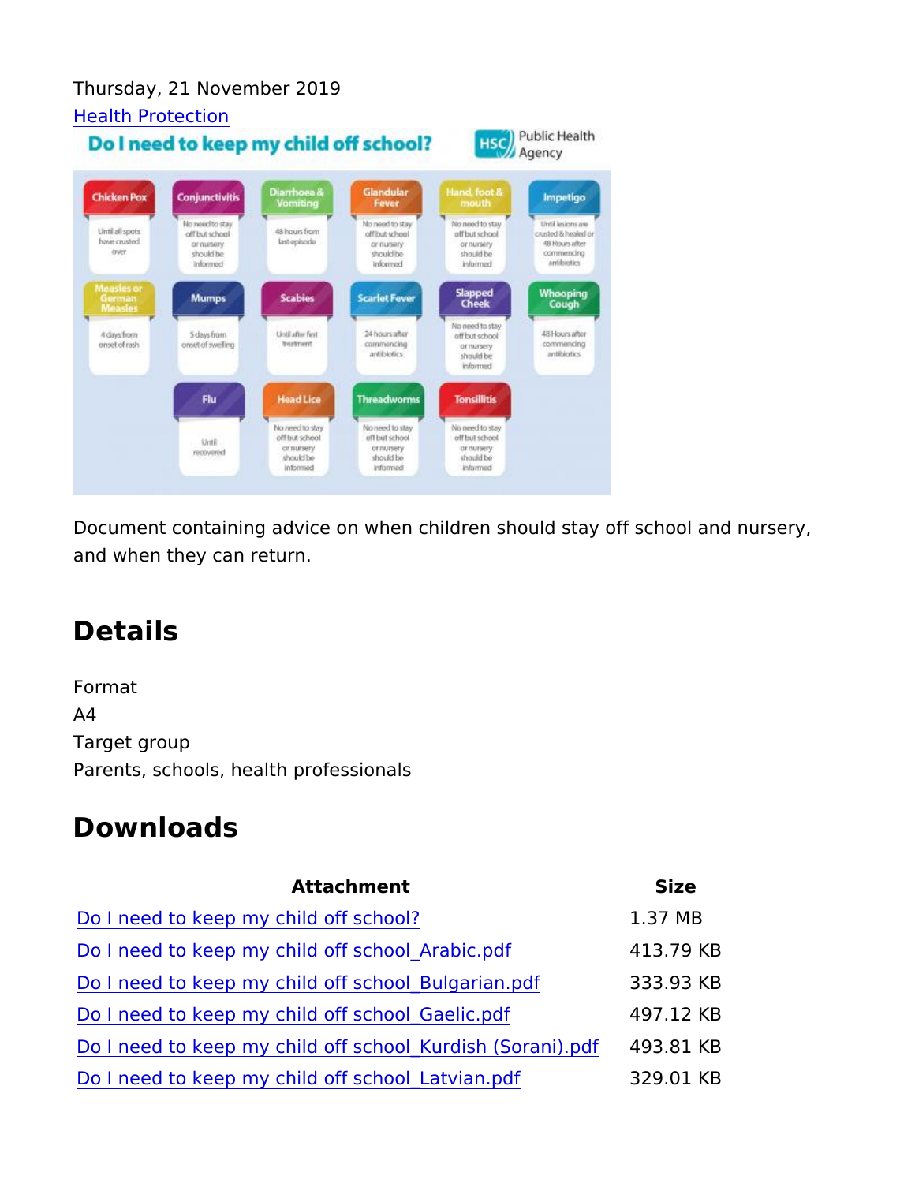Thursday, 21 November 2019

Health Protection

**Do I need to keep my child off school?**

HSC Public Health Agency

| Condition | Advice |
|---|---|
| Chicken Pox | Until all spots have crusted over |
| Conjunctivitis | No need to stay off but school or nursery should be informed |
| Diarrhoea & Vomiting | 48 hours from last episode |
| Glandular Fever | No need to stay off but school or nursery should be informed |
| Hand, foot & mouth | No need to stay off but school or nursery should be informed |
| Impetigo | Until lesions are crusted & healed or 48 Hours after commencing antibiotics |
| Measles or German Measles | 4 days from onset of rash |
| Mumps | 5 days from onset of swelling |
| Scabies | Until after first treatment |
| Scarlet Fever | 24 hours after commencing antibiotics |
| Slapped Cheek | No need to stay off but school or nursery should be informed |
| Whooping Cough | 48 Hours after commencing antibiotics |
| Flu | Until recovered |
| Head Lice | No need to stay off but school or nursery should be informed |
| Threadworms | No need to stay off but school or nursery should be informed |
| Tonsillitis | No need to stay off but school or nursery should be informed |

Document containing advice on when children should stay off school and nursery, and when they can return.

## Details

Format

A4

Target group

Parents, schools, health professionals

## Downloads

| Attachment | Size |
|---|---|
| Do I need to keep my child off school? | 1.37 MB |
| Do I need to keep my child off school_Arabic.pdf | 413.79 KB |
| Do I need to keep my child off school_Bulgarian.pdf | 333.93 KB |
| Do I need to keep my child off school_Gaelic.pdf | 497.12 KB |
| Do I need to keep my child off school_Kurdish (Sorani).pdf | 493.81 KB |
| Do I need to keep my child off school_Latvian.pdf | 329.01 KB |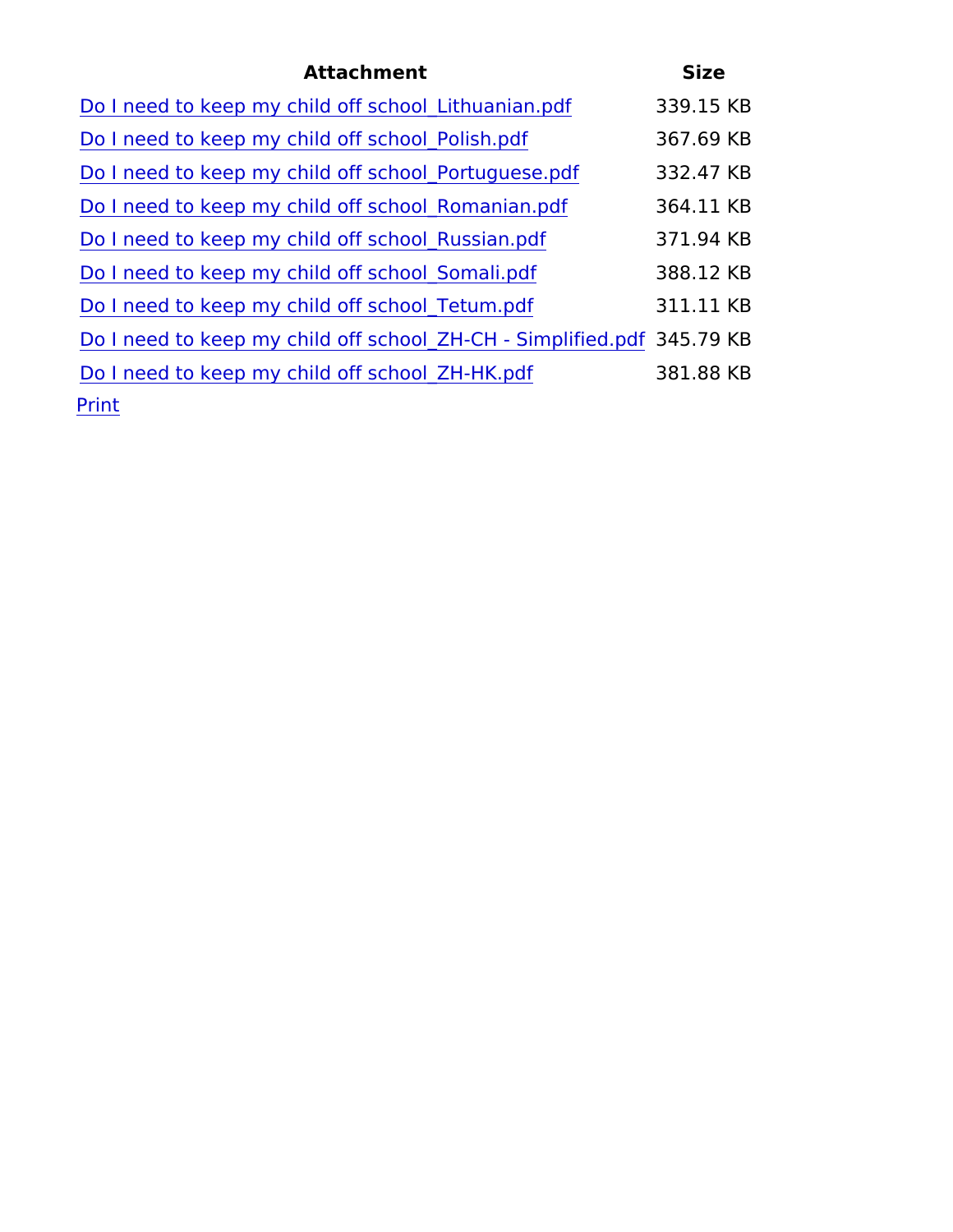| Attachment | Size |
| --- | --- |
| Do I need to keep my child off school_Lithuanian.pdf | 339.15 KB |
| Do I need to keep my child off school_Polish.pdf | 367.69 KB |
| Do I need to keep my child off school_Portuguese.pdf | 332.47 KB |
| Do I need to keep my child off school_Romanian.pdf | 364.11 KB |
| Do I need to keep my child off school_Russian.pdf | 371.94 KB |
| Do I need to keep my child off school_Somali.pdf | 388.12 KB |
| Do I need to keep my child off school_Tetum.pdf | 311.11 KB |
| Do I need to keep my child off school_ZH-CH - Simplified.pdf | 345.79 KB |
| Do I need to keep my child off school_ZH-HK.pdf | 381.88 KB |

Print